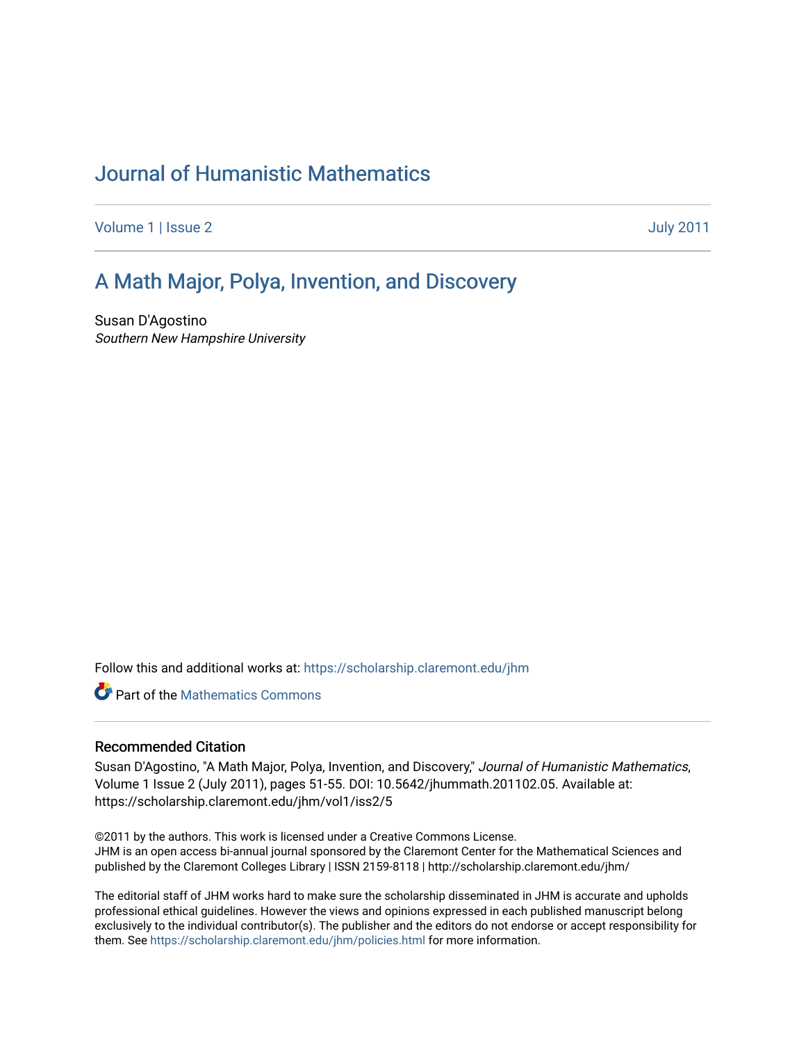# Journal of Humanistic Mathematics

Volume 1 | Issue 2 July 2011

## A Math Major, Polya, Invention, and Discovery

Susan D'Agostino
*Southern New Hampshire University*

Follow this and additional works at: https://scholarship.claremont.edu/jhm

Part of the Mathematics Commons

### Recommended Citation

Susan D'Agostino, "A Math Major, Polya, Invention, and Discovery," *Journal of Humanistic Mathematics*, Volume 1 Issue 2 (July 2011), pages 51-55. DOI: 10.5642/jhummath.201102.05. Available at: https://scholarship.claremont.edu/jhm/vol1/iss2/5

©2011 by the authors. This work is licensed under a Creative Commons License.
JHM is an open access bi-annual journal sponsored by the Claremont Center for the Mathematical Sciences and published by the Claremont Colleges Library | ISSN 2159-8118 | http://scholarship.claremont.edu/jhm/

The editorial staff of JHM works hard to make sure the scholarship disseminated in JHM is accurate and upholds professional ethical guidelines. However the views and opinions expressed in each published manuscript belong exclusively to the individual contributor(s). The publisher and the editors do not endorse or accept responsibility for them. See https://scholarship.claremont.edu/jhm/policies.html for more information.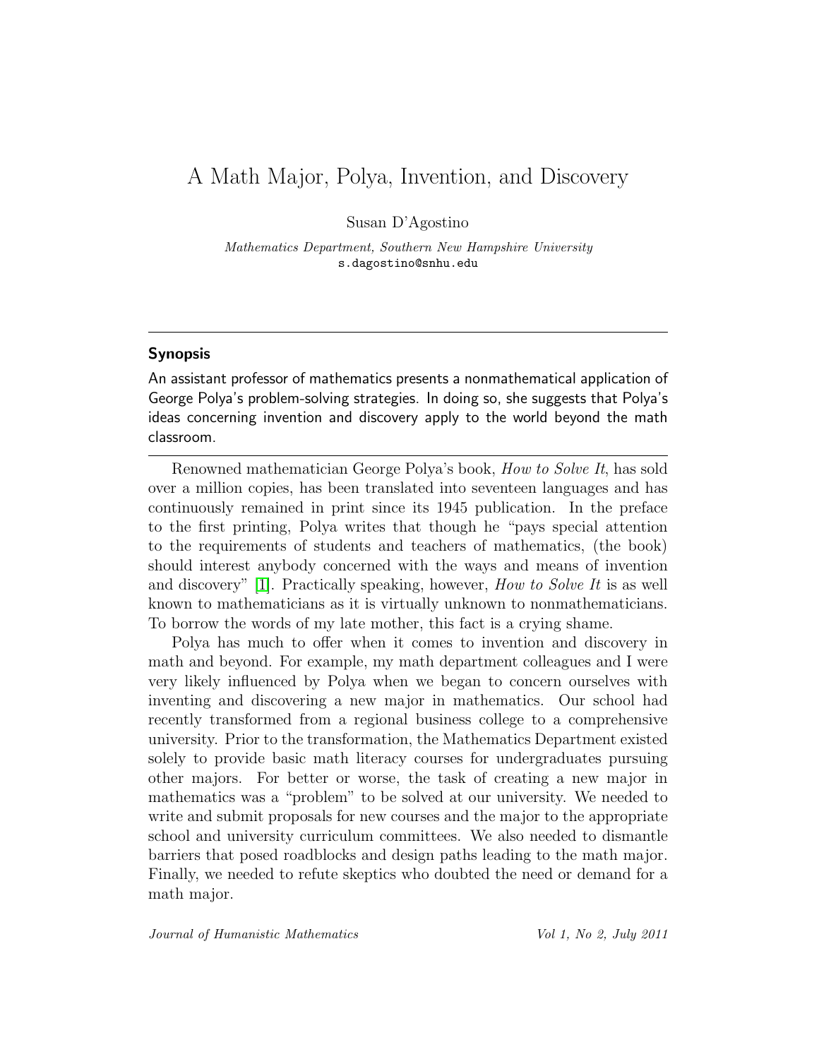# A Math Major, Polya, Invention, and Discovery

Susan D'Agostino

*Mathematics Department, Southern New Hampshire University*
s.dagostino@snhu.edu

---

### Synopsis

An assistant professor of mathematics presents a nonmathematical application of George Polya's problem-solving strategies. In doing so, she suggests that Polya's ideas concerning invention and discovery apply to the world beyond the math classroom.

---

Renowned mathematician George Polya's book, *How to Solve It*, has sold over a million copies, has been translated into seventeen languages and has continuously remained in print since its 1945 publication. In the preface to the first printing, Polya writes that though he "pays special attention to the requirements of students and teachers of mathematics, (the book) should interest anybody concerned with the ways and means of invention and discovery" [1]. Practically speaking, however, *How to Solve It* is as well known to mathematicians as it is virtually unknown to nonmathematicians. To borrow the words of my late mother, this fact is a crying shame.

Polya has much to offer when it comes to invention and discovery in math and beyond. For example, my math department colleagues and I were very likely influenced by Polya when we began to concern ourselves with inventing and discovering a new major in mathematics. Our school had recently transformed from a regional business college to a comprehensive university. Prior to the transformation, the Mathematics Department existed solely to provide basic math literacy courses for undergraduates pursuing other majors. For better or worse, the task of creating a new major in mathematics was a "problem" to be solved at our university. We needed to write and submit proposals for new courses and the major to the appropriate school and university curriculum committees. We also needed to dismantle barriers that posed roadblocks and design paths leading to the math major. Finally, we needed to refute skeptics who doubted the need or demand for a math major.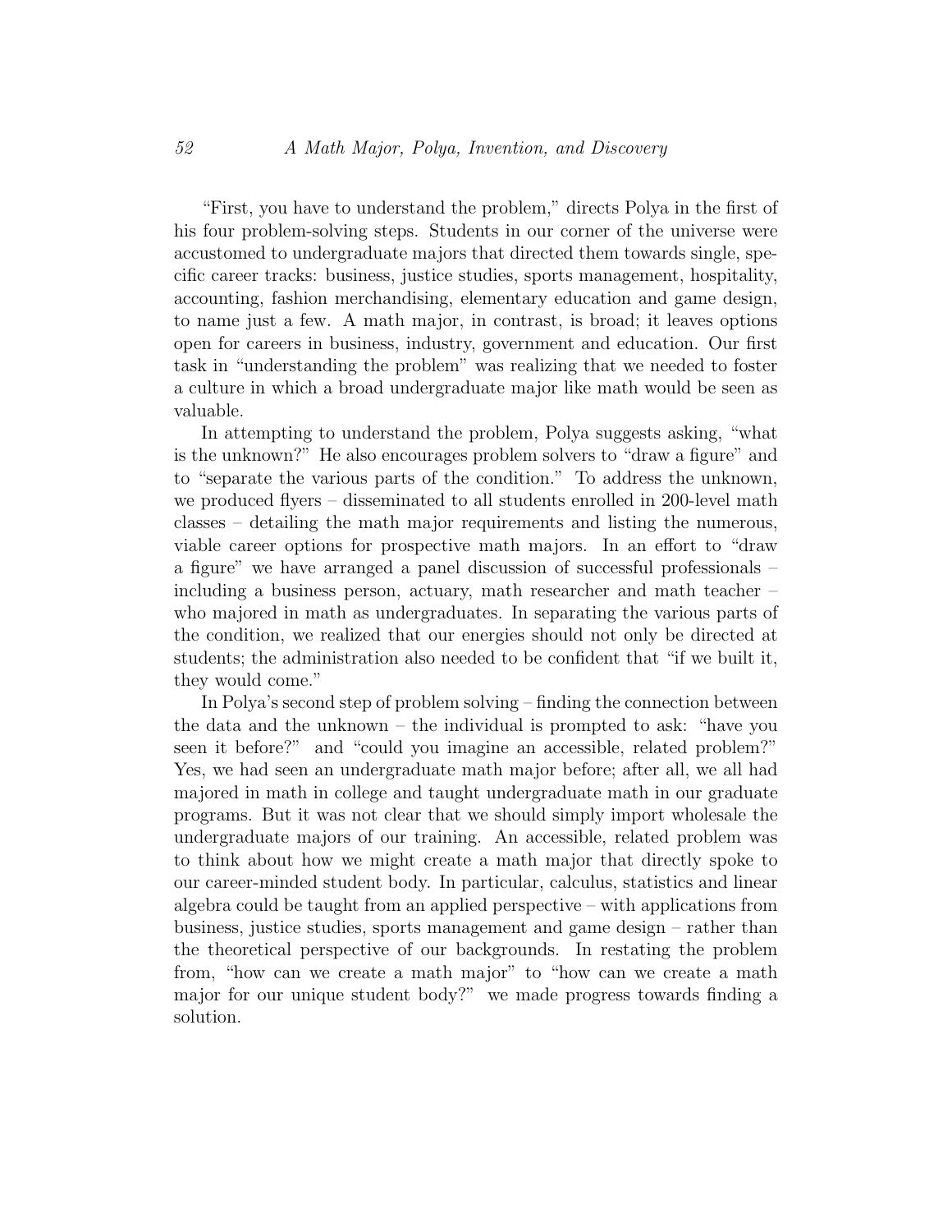"First, you have to understand the problem," directs Polya in the first of his four problem-solving steps. Students in our corner of the universe were accustomed to undergraduate majors that directed them towards single, specific career tracks: business, justice studies, sports management, hospitality, accounting, fashion merchandising, elementary education and game design, to name just a few. A math major, in contrast, is broad; it leaves options open for careers in business, industry, government and education. Our first task in "understanding the problem" was realizing that we needed to foster a culture in which a broad undergraduate major like math would be seen as valuable.

In attempting to understand the problem, Polya suggests asking, "what is the unknown?" He also encourages problem solvers to "draw a figure" and to "separate the various parts of the condition." To address the unknown, we produced flyers – disseminated to all students enrolled in 200-level math classes – detailing the math major requirements and listing the numerous, viable career options for prospective math majors. In an effort to "draw a figure" we have arranged a panel discussion of successful professionals – including a business person, actuary, math researcher and math teacher – who majored in math as undergraduates. In separating the various parts of the condition, we realized that our energies should not only be directed at students; the administration also needed to be confident that "if we built it, they would come."

In Polya's second step of problem solving – finding the connection between the data and the unknown – the individual is prompted to ask: "have you seen it before?" and "could you imagine an accessible, related problem?" Yes, we had seen an undergraduate math major before; after all, we all had majored in math in college and taught undergraduate math in our graduate programs. But it was not clear that we should simply import wholesale the undergraduate majors of our training. An accessible, related problem was to think about how we might create a math major that directly spoke to our career-minded student body. In particular, calculus, statistics and linear algebra could be taught from an applied perspective – with applications from business, justice studies, sports management and game design – rather than the theoretical perspective of our backgrounds. In restating the problem from, "how can we create a math major" to "how can we create a math major for our unique student body?" we made progress towards finding a solution.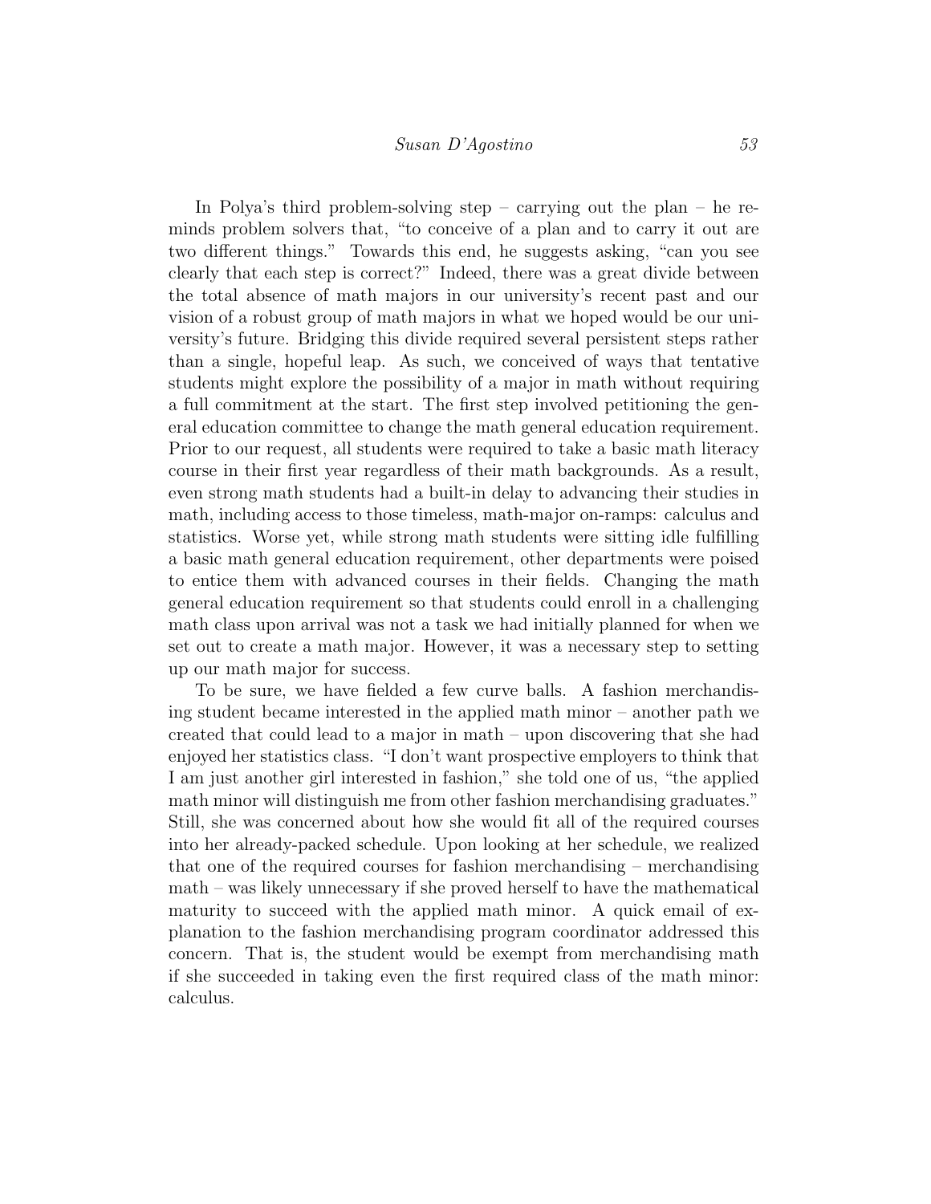In Polya's third problem-solving step – carrying out the plan – he reminds problem solvers that, "to conceive of a plan and to carry it out are two different things." Towards this end, he suggests asking, "can you see clearly that each step is correct?" Indeed, there was a great divide between the total absence of math majors in our university's recent past and our vision of a robust group of math majors in what we hoped would be our university's future. Bridging this divide required several persistent steps rather than a single, hopeful leap. As such, we conceived of ways that tentative students might explore the possibility of a major in math without requiring a full commitment at the start. The first step involved petitioning the general education committee to change the math general education requirement. Prior to our request, all students were required to take a basic math literacy course in their first year regardless of their math backgrounds. As a result, even strong math students had a built-in delay to advancing their studies in math, including access to those timeless, math-major on-ramps: calculus and statistics. Worse yet, while strong math students were sitting idle fulfilling a basic math general education requirement, other departments were poised to entice them with advanced courses in their fields. Changing the math general education requirement so that students could enroll in a challenging math class upon arrival was not a task we had initially planned for when we set out to create a math major. However, it was a necessary step to setting up our math major for success.

To be sure, we have fielded a few curve balls. A fashion merchandising student became interested in the applied math minor – another path we created that could lead to a major in math – upon discovering that she had enjoyed her statistics class. "I don't want prospective employers to think that I am just another girl interested in fashion," she told one of us, "the applied math minor will distinguish me from other fashion merchandising graduates." Still, she was concerned about how she would fit all of the required courses into her already-packed schedule. Upon looking at her schedule, we realized that one of the required courses for fashion merchandising – merchandising math – was likely unnecessary if she proved herself to have the mathematical maturity to succeed with the applied math minor. A quick email of explanation to the fashion merchandising program coordinator addressed this concern. That is, the student would be exempt from merchandising math if she succeeded in taking even the first required class of the math minor: calculus.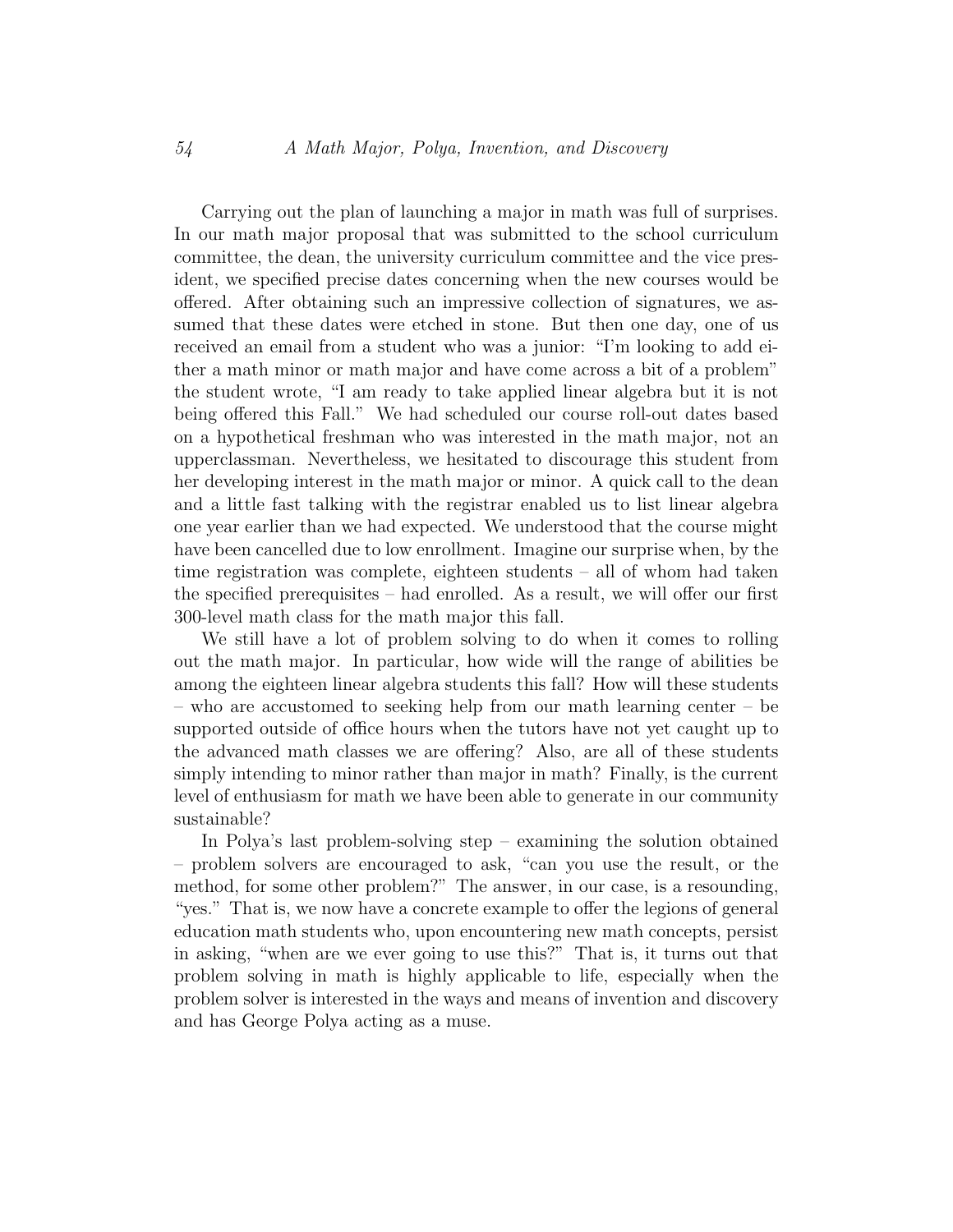Carrying out the plan of launching a major in math was full of surprises. In our math major proposal that was submitted to the school curriculum committee, the dean, the university curriculum committee and the vice president, we specified precise dates concerning when the new courses would be offered. After obtaining such an impressive collection of signatures, we assumed that these dates were etched in stone. But then one day, one of us received an email from a student who was a junior: "I'm looking to add either a math minor or math major and have come across a bit of a problem" the student wrote, "I am ready to take applied linear algebra but it is not being offered this Fall." We had scheduled our course roll-out dates based on a hypothetical freshman who was interested in the math major, not an upperclassman. Nevertheless, we hesitated to discourage this student from her developing interest in the math major or minor. A quick call to the dean and a little fast talking with the registrar enabled us to list linear algebra one year earlier than we had expected. We understood that the course might have been cancelled due to low enrollment. Imagine our surprise when, by the time registration was complete, eighteen students – all of whom had taken the specified prerequisites – had enrolled. As a result, we will offer our first 300-level math class for the math major this fall.

We still have a lot of problem solving to do when it comes to rolling out the math major. In particular, how wide will the range of abilities be among the eighteen linear algebra students this fall? How will these students – who are accustomed to seeking help from our math learning center – be supported outside of office hours when the tutors have not yet caught up to the advanced math classes we are offering? Also, are all of these students simply intending to minor rather than major in math? Finally, is the current level of enthusiasm for math we have been able to generate in our community sustainable?

In Polya's last problem-solving step – examining the solution obtained – problem solvers are encouraged to ask, "can you use the result, or the method, for some other problem?" The answer, in our case, is a resounding, "yes." That is, we now have a concrete example to offer the legions of general education math students who, upon encountering new math concepts, persist in asking, "when are we ever going to use this?" That is, it turns out that problem solving in math is highly applicable to life, especially when the problem solver is interested in the ways and means of invention and discovery and has George Polya acting as a muse.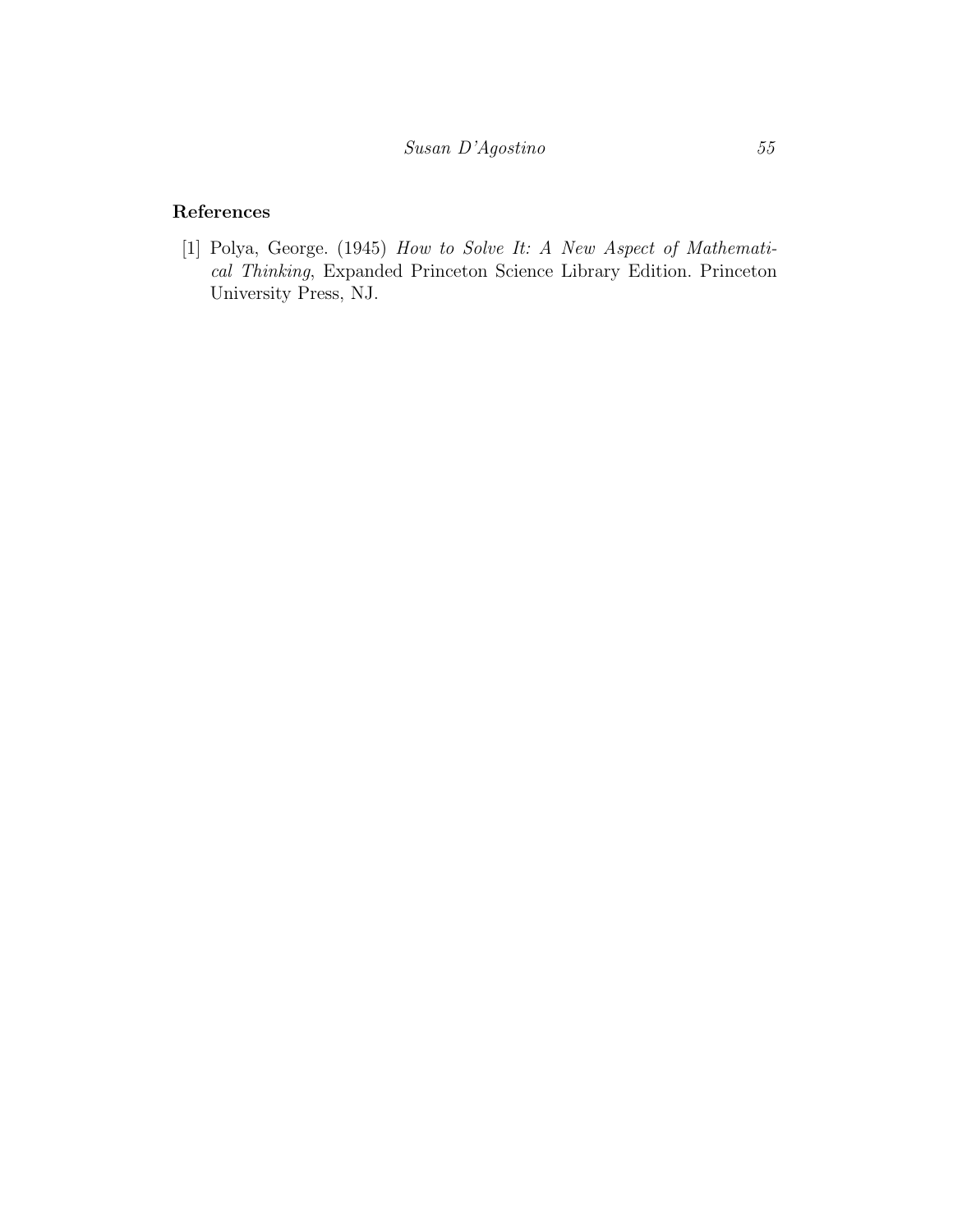## References

[1] Polya, George. (1945) *How to Solve It: A New Aspect of Mathematical Thinking*, Expanded Princeton Science Library Edition. Princeton University Press, NJ.